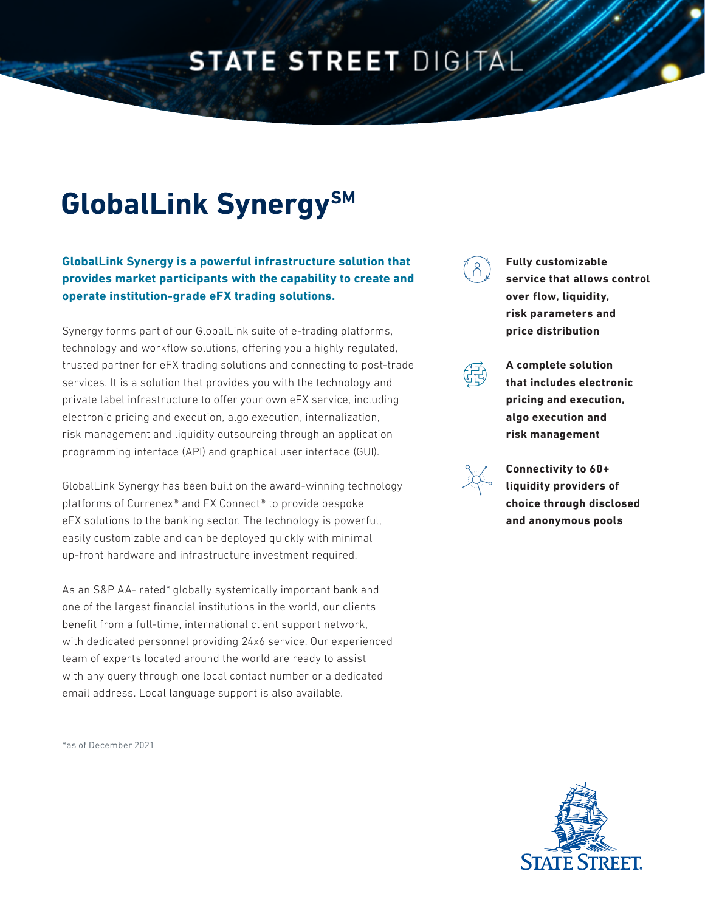STATE STREET DIGITAL

# GlobalLink Synergy[SM]

**GlobalLink Synergy is a powerful infrastructure solution that provides market participants with the capability to create and operate institution-grade eFX trading solutions.**

Synergy forms part of our GlobalLink suite of e-trading platforms, technology and workflow solutions, offering you a highly regulated, trusted partner for eFX trading solutions and connecting to post-trade services. It is a solution that provides you with the technology and private label infrastructure to offer your own eFX service, including electronic pricing and execution, algo execution, internalization, risk management and liquidity outsourcing through an application programming interface (API) and graphical user interface (GUI).

GlobalLink Synergy has been built on the award-winning technology platforms of Currenex® and FX Connect® to provide bespoke eFX solutions to the banking sector. The technology is powerful, easily customizable and can be deployed quickly with minimal up-front hardware and infrastructure investment required.

As an S&P AA- rated* globally systemically important bank and one of the largest financial institutions in the world, our clients benefit from a full-time, international client support network, with dedicated personnel providing 24x6 service. Our experienced team of experts located around the world are ready to assist with any query through one local contact number or a dedicated email address. Local language support is also available.

*as of December 2021

**Fully customizable service that allows control over flow, liquidity, risk parameters and price distribution**

**A complete solution that includes electronic pricing and execution, algo execution and risk management**

**Connectivity to 60+ liquidity providers of choice through disclosed and anonymous pools**

STATE STREET.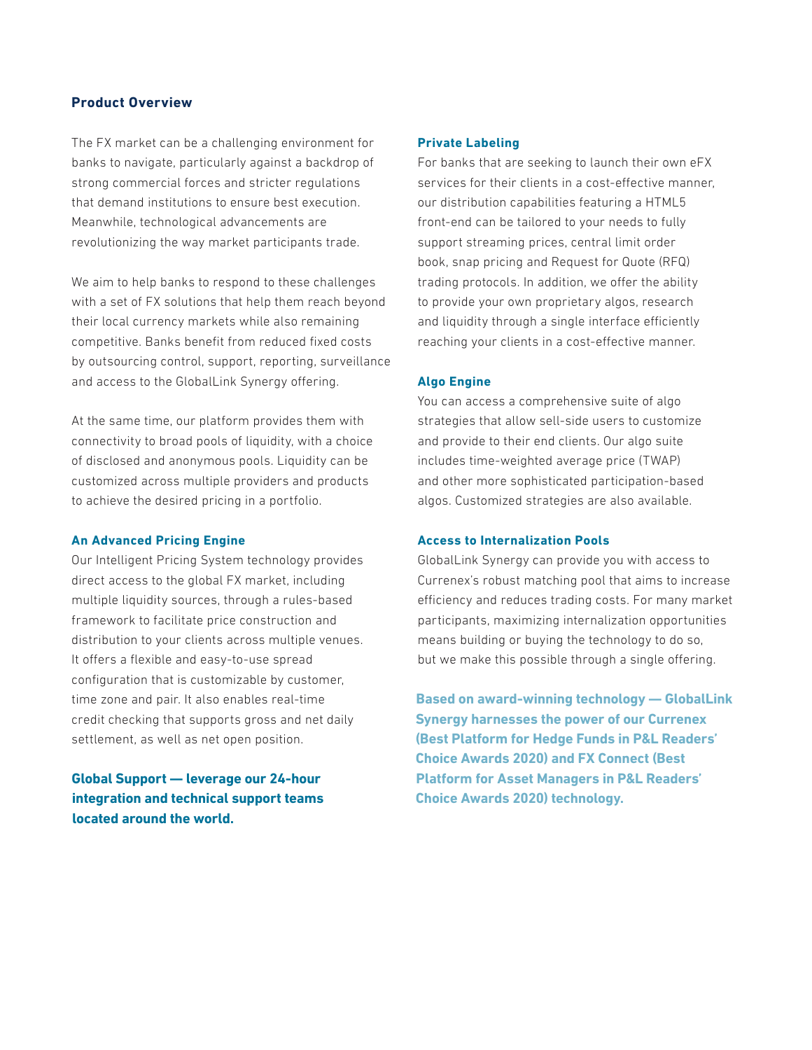## Product Overview

The FX market can be a challenging environment for banks to navigate, particularly against a backdrop of strong commercial forces and stricter regulations that demand institutions to ensure best execution. Meanwhile, technological advancements are revolutionizing the way market participants trade.

We aim to help banks to respond to these challenges with a set of FX solutions that help them reach beyond their local currency markets while also remaining competitive. Banks benefit from reduced fixed costs by outsourcing control, support, reporting, surveillance and access to the GlobalLink Synergy offering.

At the same time, our platform provides them with connectivity to broad pools of liquidity, with a choice of disclosed and anonymous pools. Liquidity can be customized across multiple providers and products to achieve the desired pricing in a portfolio.

### An Advanced Pricing Engine

Our Intelligent Pricing System technology provides direct access to the global FX market, including multiple liquidity sources, through a rules-based framework to facilitate price construction and distribution to your clients across multiple venues. It offers a flexible and easy-to-use spread configuration that is customizable by customer, time zone and pair. It also enables real-time credit checking that supports gross and net daily settlement, as well as net open position.

**Global Support — leverage our 24-hour integration and technical support teams located around the world.**

### Private Labeling

For banks that are seeking to launch their own eFX services for their clients in a cost-effective manner, our distribution capabilities featuring a HTML5 front-end can be tailored to your needs to fully support streaming prices, central limit order book, snap pricing and Request for Quote (RFQ) trading protocols. In addition, we offer the ability to provide your own proprietary algos, research and liquidity through a single interface efficiently reaching your clients in a cost-effective manner.

### Algo Engine

You can access a comprehensive suite of algo strategies that allow sell-side users to customize and provide to their end clients. Our algo suite includes time-weighted average price (TWAP) and other more sophisticated participation-based algos. Customized strategies are also available.

### Access to Internalization Pools

GlobalLink Synergy can provide you with access to Currenex's robust matching pool that aims to increase efficiency and reduces trading costs. For many market participants, maximizing internalization opportunities means building or buying the technology to do so, but we make this possible through a single offering.

**Based on award-winning technology — GlobalLink Synergy harnesses the power of our Currenex (Best Platform for Hedge Funds in P&L Readers' Choice Awards 2020) and FX Connect (Best Platform for Asset Managers in P&L Readers' Choice Awards 2020) technology.**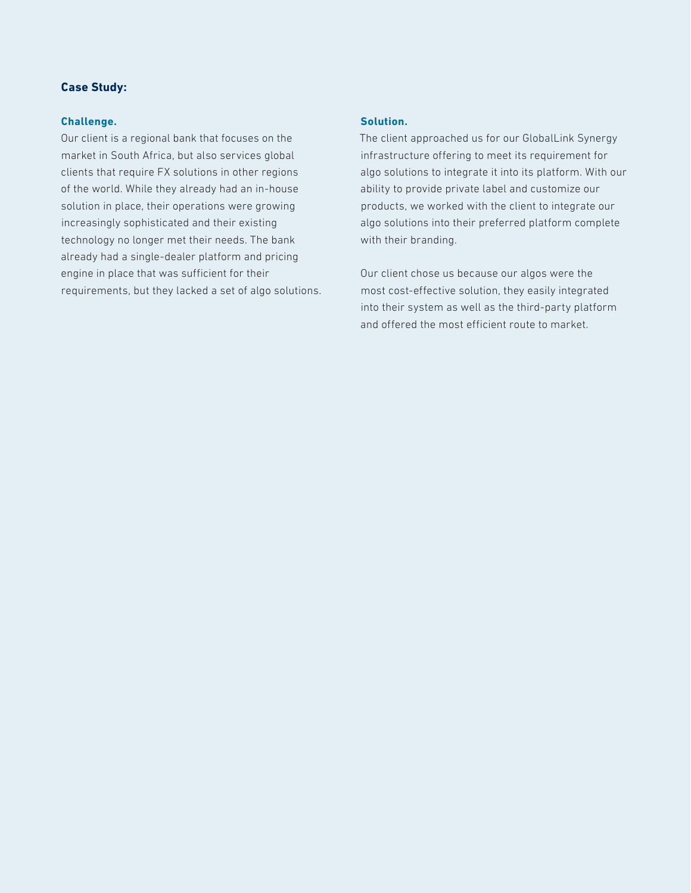## Case Study:

### Challenge.

Our client is a regional bank that focuses on the market in South Africa, but also services global clients that require FX solutions in other regions of the world. While they already had an in-house solution in place, their operations were growing increasingly sophisticated and their existing technology no longer met their needs. The bank already had a single-dealer platform and pricing engine in place that was sufficient for their requirements, but they lacked a set of algo solutions.

### Solution.

The client approached us for our GlobalLink Synergy infrastructure offering to meet its requirement for algo solutions to integrate it into its platform. With our ability to provide private label and customize our products, we worked with the client to integrate our algo solutions into their preferred platform complete with their branding.

Our client chose us because our algos were the most cost-effective solution, they easily integrated into their system as well as the third-party platform and offered the most efficient route to market.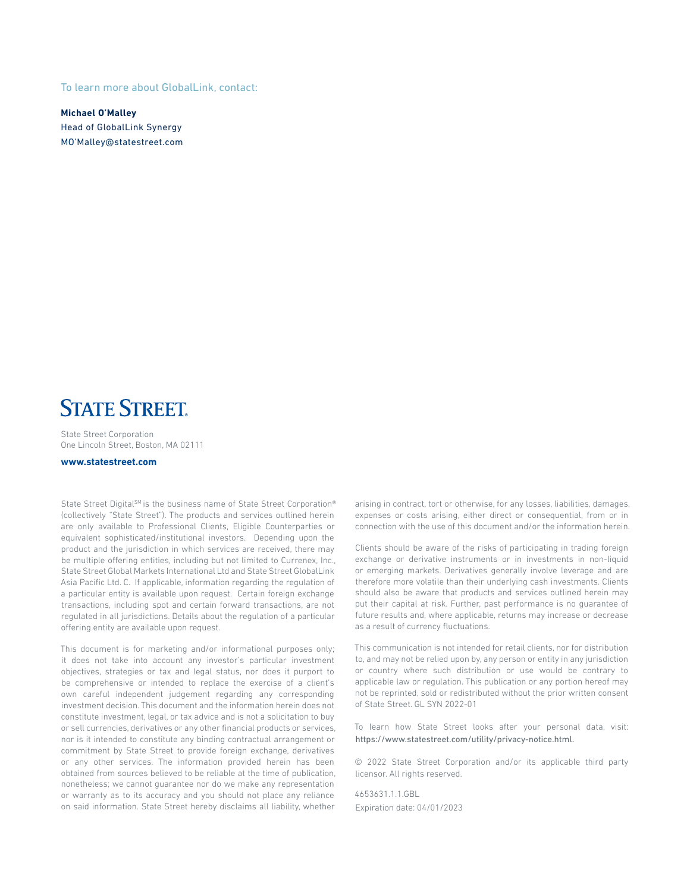To learn more about GlobalLink, contact:

**Michael O'Malley**
Head of GlobalLink Synergy
MO'Malley@statestreet.com

**STATE STREET.**

State Street Corporation
One Lincoln Street, Boston, MA 02111

**www.statestreet.com**

State Street Digital℠ is the business name of State Street Corporation® (collectively "State Street"). The products and services outlined herein are only available to Professional Clients, Eligible Counterparties or equivalent sophisticated/institutional investors. Depending upon the product and the jurisdiction in which services are received, there may be multiple offering entities, including but not limited to Currenex, Inc., State Street Global Markets International Ltd and State Street GlobalLink Asia Pacific Ltd. C. If applicable, information regarding the regulation of a particular entity is available upon request. Certain foreign exchange transactions, including spot and certain forward transactions, are not regulated in all jurisdictions. Details about the regulation of a particular offering entity are available upon request.

This document is for marketing and/or informational purposes only; it does not take into account any investor's particular investment objectives, strategies or tax and legal status, nor does it purport to be comprehensive or intended to replace the exercise of a client's own careful independent judgement regarding any corresponding investment decision. This document and the information herein does not constitute investment, legal, or tax advice and is not a solicitation to buy or sell currencies, derivatives or any other financial products or services, nor is it intended to constitute any binding contractual arrangement or commitment by State Street to provide foreign exchange, derivatives or any other services. The information provided herein has been obtained from sources believed to be reliable at the time of publication, nonetheless; we cannot guarantee nor do we make any representation or warranty as to its accuracy and you should not place any reliance on said information. State Street hereby disclaims all liability, whether arising in contract, tort or otherwise, for any losses, liabilities, damages, expenses or costs arising, either direct or consequential, from or in connection with the use of this document and/or the information herein.

Clients should be aware of the risks of participating in trading foreign exchange or derivative instruments or in investments in non-liquid or emerging markets. Derivatives generally involve leverage and are therefore more volatile than their underlying cash investments. Clients should also be aware that products and services outlined herein may put their capital at risk. Further, past performance is no guarantee of future results and, where applicable, returns may increase or decrease as a result of currency fluctuations.

This communication is not intended for retail clients, nor for distribution to, and may not be relied upon by, any person or entity in any jurisdiction or country where such distribution or use would be contrary to applicable law or regulation. This publication or any portion hereof may not be reprinted, sold or redistributed without the prior written consent of State Street. GL SYN 2022-01

To learn how State Street looks after your personal data, visit: https://www.statestreet.com/utility/privacy-notice.html.

© 2022 State Street Corporation and/or its applicable third party licensor. All rights reserved.

4653631.1.1.GBL
Expiration date: 04/01/2023